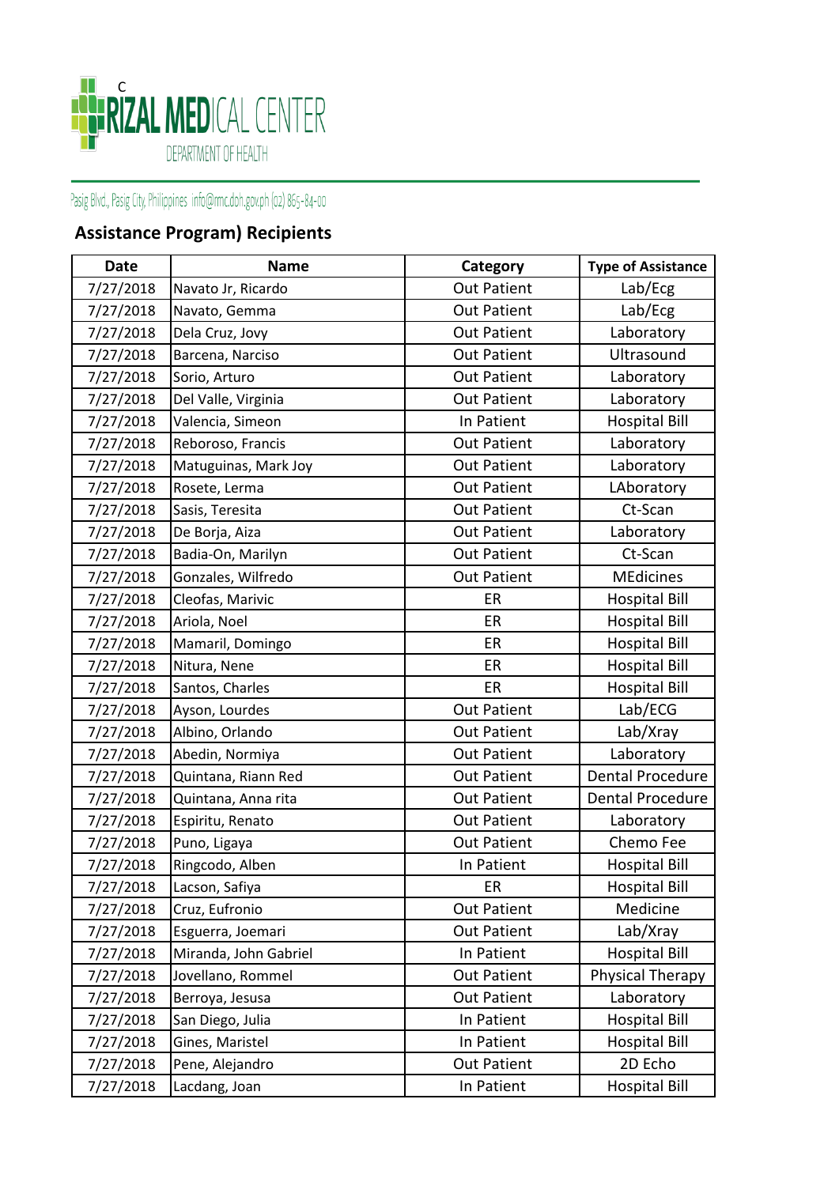C
RIZAL MEDICAL CENTER
DEPARTMENT OF HEALTH

Pasig Blvd., Pasig City, Philippines info@rmc.doh.gov.ph (02) 865-84-00

## Assistance Program) Recipients

| Date | Name | Category | Type of Assistance |
|---|---|---|---|
| 7/27/2018 | Navato Jr, Ricardo | Out Patient | Lab/Ecg |
| 7/27/2018 | Navato, Gemma | Out Patient | Lab/Ecg |
| 7/27/2018 | Dela Cruz, Jovy | Out Patient | Laboratory |
| 7/27/2018 | Barcena, Narciso | Out Patient | Ultrasound |
| 7/27/2018 | Sorio, Arturo | Out Patient | Laboratory |
| 7/27/2018 | Del Valle, Virginia | Out Patient | Laboratory |
| 7/27/2018 | Valencia, Simeon | In Patient | Hospital Bill |
| 7/27/2018 | Reboroso, Francis | Out Patient | Laboratory |
| 7/27/2018 | Matuguinas, Mark Joy | Out Patient | Laboratory |
| 7/27/2018 | Rosete, Lerma | Out Patient | LAboratory |
| 7/27/2018 | Sasis, Teresita | Out Patient | Ct-Scan |
| 7/27/2018 | De Borja, Aiza | Out Patient | Laboratory |
| 7/27/2018 | Badia-On, Marilyn | Out Patient | Ct-Scan |
| 7/27/2018 | Gonzales, Wilfredo | Out Patient | MEdicines |
| 7/27/2018 | Cleofas, Marivic | ER | Hospital Bill |
| 7/27/2018 | Ariola, Noel | ER | Hospital Bill |
| 7/27/2018 | Mamaril, Domingo | ER | Hospital Bill |
| 7/27/2018 | Nitura, Nene | ER | Hospital Bill |
| 7/27/2018 | Santos, Charles | ER | Hospital Bill |
| 7/27/2018 | Ayson, Lourdes | Out Patient | Lab/ECG |
| 7/27/2018 | Albino, Orlando | Out Patient | Lab/Xray |
| 7/27/2018 | Abedin, Normiya | Out Patient | Laboratory |
| 7/27/2018 | Quintana, Riann Red | Out Patient | Dental Procedure |
| 7/27/2018 | Quintana, Anna rita | Out Patient | Dental Procedure |
| 7/27/2018 | Espiritu, Renato | Out Patient | Laboratory |
| 7/27/2018 | Puno, Ligaya | Out Patient | Chemo Fee |
| 7/27/2018 | Ringcodo, Alben | In Patient | Hospital Bill |
| 7/27/2018 | Lacson, Safiya | ER | Hospital Bill |
| 7/27/2018 | Cruz, Eufronio | Out Patient | Medicine |
| 7/27/2018 | Esguerra, Joemari | Out Patient | Lab/Xray |
| 7/27/2018 | Miranda, John Gabriel | In Patient | Hospital Bill |
| 7/27/2018 | Jovellano, Rommel | Out Patient | Physical Therapy |
| 7/27/2018 | Berroya, Jesusa | Out Patient | Laboratory |
| 7/27/2018 | San Diego, Julia | In Patient | Hospital Bill |
| 7/27/2018 | Gines, Maristel | In Patient | Hospital Bill |
| 7/27/2018 | Pene, Alejandro | Out Patient | 2D Echo |
| 7/27/2018 | Lacdang, Joan | In Patient | Hospital Bill |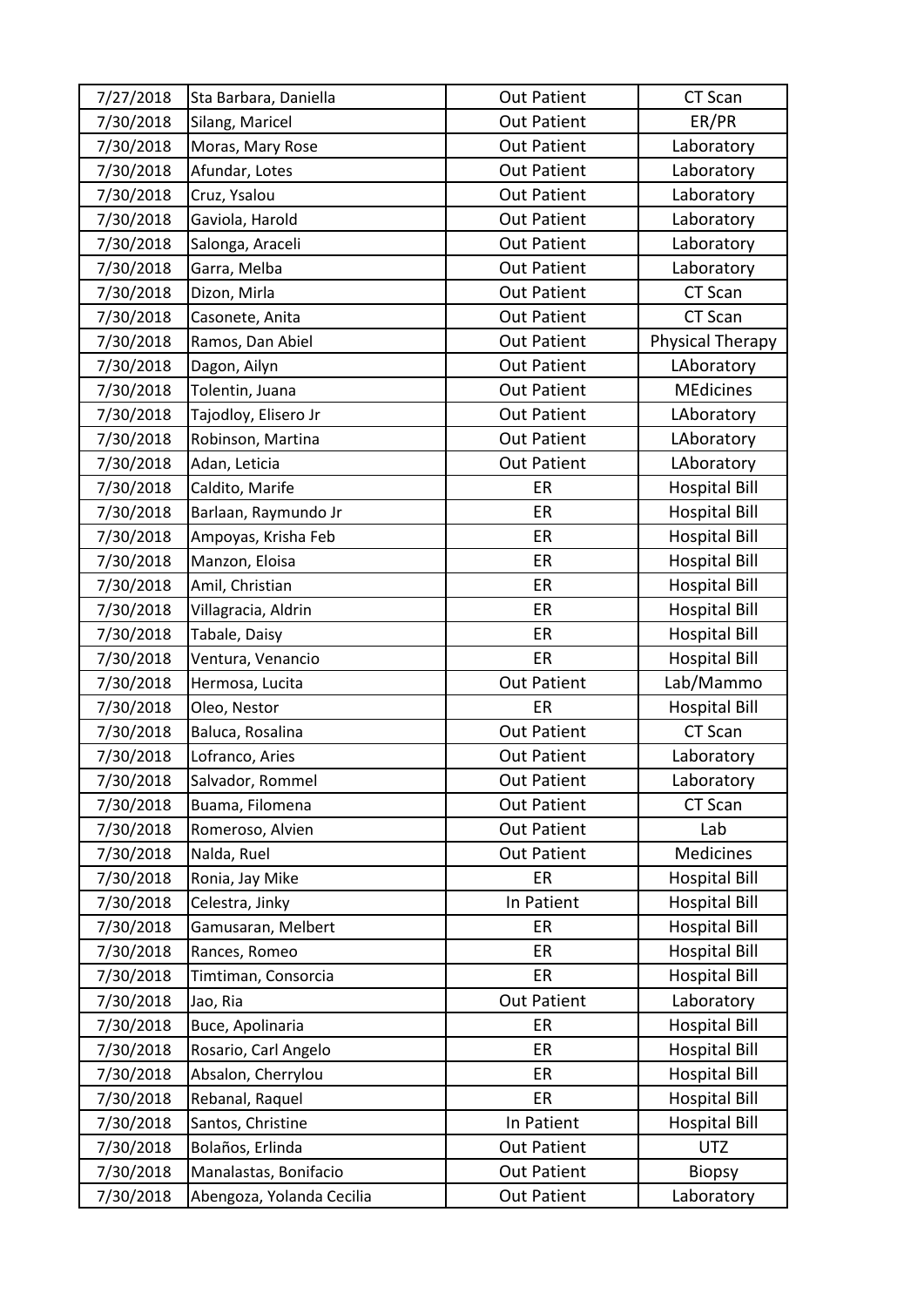| 7/27/2018 | Sta Barbara, Daniella | Out Patient | CT Scan |
|---|---|---|---|
| 7/30/2018 | Silang, Maricel | Out Patient | ER/PR |
| 7/30/2018 | Moras, Mary Rose | Out Patient | Laboratory |
| 7/30/2018 | Afundar, Lotes | Out Patient | Laboratory |
| 7/30/2018 | Cruz, Ysalou | Out Patient | Laboratory |
| 7/30/2018 | Gaviola, Harold | Out Patient | Laboratory |
| 7/30/2018 | Salonga, Araceli | Out Patient | Laboratory |
| 7/30/2018 | Garra, Melba | Out Patient | Laboratory |
| 7/30/2018 | Dizon, Mirla | Out Patient | CT Scan |
| 7/30/2018 | Casonete, Anita | Out Patient | CT Scan |
| 7/30/2018 | Ramos, Dan Abiel | Out Patient | Physical Therapy |
| 7/30/2018 | Dagon, Ailyn | Out Patient | LAboratory |
| 7/30/2018 | Tolentin, Juana | Out Patient | MEdicines |
| 7/30/2018 | Tajodloy, Elisero Jr | Out Patient | LAboratory |
| 7/30/2018 | Robinson, Martina | Out Patient | LAboratory |
| 7/30/2018 | Adan, Leticia | Out Patient | LAboratory |
| 7/30/2018 | Caldito, Marife | ER | Hospital Bill |
| 7/30/2018 | Barlaan, Raymundo Jr | ER | Hospital Bill |
| 7/30/2018 | Ampoyas, Krisha Feb | ER | Hospital Bill |
| 7/30/2018 | Manzon, Eloisa | ER | Hospital Bill |
| 7/30/2018 | Amil, Christian | ER | Hospital Bill |
| 7/30/2018 | Villagracia, Aldrin | ER | Hospital Bill |
| 7/30/2018 | Tabale, Daisy | ER | Hospital Bill |
| 7/30/2018 | Ventura, Venancio | ER | Hospital Bill |
| 7/30/2018 | Hermosa, Lucita | Out Patient | Lab/Mammo |
| 7/30/2018 | Oleo, Nestor | ER | Hospital Bill |
| 7/30/2018 | Baluca, Rosalina | Out Patient | CT Scan |
| 7/30/2018 | Lofranco, Aries | Out Patient | Laboratory |
| 7/30/2018 | Salvador, Rommel | Out Patient | Laboratory |
| 7/30/2018 | Buama, Filomena | Out Patient | CT Scan |
| 7/30/2018 | Romeroso, Alvien | Out Patient | Lab |
| 7/30/2018 | Nalda, Ruel | Out Patient | Medicines |
| 7/30/2018 | Ronia, Jay Mike | ER | Hospital Bill |
| 7/30/2018 | Celestra, Jinky | In Patient | Hospital Bill |
| 7/30/2018 | Gamusaran, Melbert | ER | Hospital Bill |
| 7/30/2018 | Rances, Romeo | ER | Hospital Bill |
| 7/30/2018 | Timtiman, Consorcia | ER | Hospital Bill |
| 7/30/2018 | Jao, Ria | Out Patient | Laboratory |
| 7/30/2018 | Buce, Apolinaria | ER | Hospital Bill |
| 7/30/2018 | Rosario, Carl Angelo | ER | Hospital Bill |
| 7/30/2018 | Absalon, Cherrylou | ER | Hospital Bill |
| 7/30/2018 | Rebanal, Raquel | ER | Hospital Bill |
| 7/30/2018 | Santos, Christine | In Patient | Hospital Bill |
| 7/30/2018 | Bolaños, Erlinda | Out Patient | UTZ |
| 7/30/2018 | Manalastas, Bonifacio | Out Patient | Biopsy |
| 7/30/2018 | Abengoza, Yolanda Cecilia | Out Patient | Laboratory |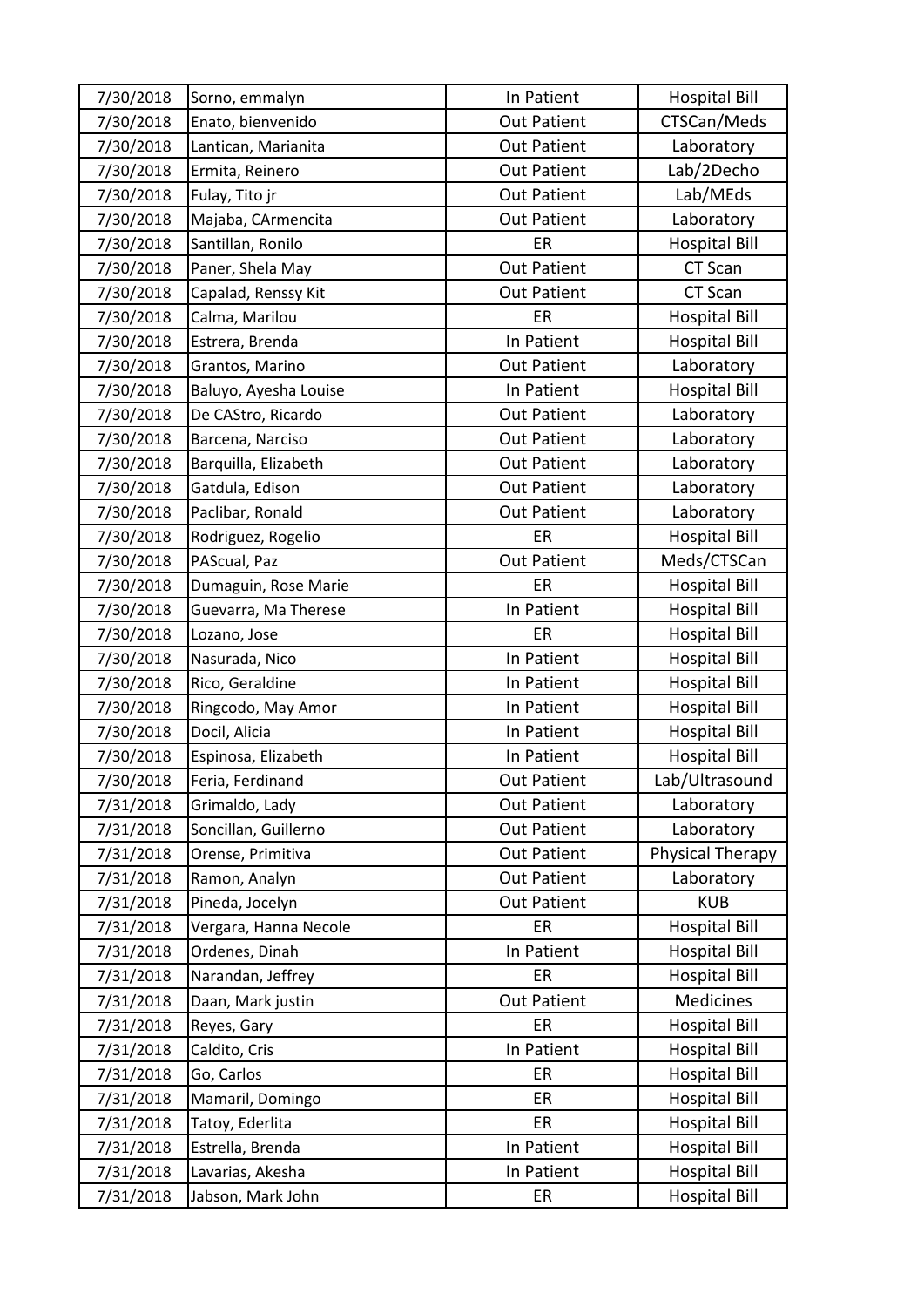| 7/30/2018 | Sorno, emmalyn | In Patient | Hospital Bill |
|---|---|---|---|
| 7/30/2018 | Enato, bienvenido | Out Patient | CTSCan/Meds |
| 7/30/2018 | Lantican, Marianita | Out Patient | Laboratory |
| 7/30/2018 | Ermita, Reinero | Out Patient | Lab/2Decho |
| 7/30/2018 | Fulay, Tito jr | Out Patient | Lab/MEds |
| 7/30/2018 | Majaba, CArmencita | Out Patient | Laboratory |
| 7/30/2018 | Santillan, Ronilo | ER | Hospital Bill |
| 7/30/2018 | Paner, Shela May | Out Patient | CT Scan |
| 7/30/2018 | Capalad, Renssy Kit | Out Patient | CT Scan |
| 7/30/2018 | Calma, Marilou | ER | Hospital Bill |
| 7/30/2018 | Estrera, Brenda | In Patient | Hospital Bill |
| 7/30/2018 | Grantos, Marino | Out Patient | Laboratory |
| 7/30/2018 | Baluyo, Ayesha Louise | In Patient | Hospital Bill |
| 7/30/2018 | De CAStro, Ricardo | Out Patient | Laboratory |
| 7/30/2018 | Barcena, Narciso | Out Patient | Laboratory |
| 7/30/2018 | Barquilla, Elizabeth | Out Patient | Laboratory |
| 7/30/2018 | Gatdula, Edison | Out Patient | Laboratory |
| 7/30/2018 | Paclibar, Ronald | Out Patient | Laboratory |
| 7/30/2018 | Rodriguez, Rogelio | ER | Hospital Bill |
| 7/30/2018 | PAScual, Paz | Out Patient | Meds/CTSCan |
| 7/30/2018 | Dumaguin, Rose Marie | ER | Hospital Bill |
| 7/30/2018 | Guevarra, Ma Therese | In Patient | Hospital Bill |
| 7/30/2018 | Lozano, Jose | ER | Hospital Bill |
| 7/30/2018 | Nasurada, Nico | In Patient | Hospital Bill |
| 7/30/2018 | Rico, Geraldine | In Patient | Hospital Bill |
| 7/30/2018 | Ringcodo, May Amor | In Patient | Hospital Bill |
| 7/30/2018 | Docil, Alicia | In Patient | Hospital Bill |
| 7/30/2018 | Espinosa, Elizabeth | In Patient | Hospital Bill |
| 7/30/2018 | Feria, Ferdinand | Out Patient | Lab/Ultrasound |
| 7/31/2018 | Grimaldo, Lady | Out Patient | Laboratory |
| 7/31/2018 | Soncillan, Guillerno | Out Patient | Laboratory |
| 7/31/2018 | Orense, Primitiva | Out Patient | Physical Therapy |
| 7/31/2018 | Ramon, Analyn | Out Patient | Laboratory |
| 7/31/2018 | Pineda, Jocelyn | Out Patient | KUB |
| 7/31/2018 | Vergara, Hanna Necole | ER | Hospital Bill |
| 7/31/2018 | Ordenes, Dinah | In Patient | Hospital Bill |
| 7/31/2018 | Narandan, Jeffrey | ER | Hospital Bill |
| 7/31/2018 | Daan, Mark justin | Out Patient | Medicines |
| 7/31/2018 | Reyes, Gary | ER | Hospital Bill |
| 7/31/2018 | Caldito, Cris | In Patient | Hospital Bill |
| 7/31/2018 | Go, Carlos | ER | Hospital Bill |
| 7/31/2018 | Mamaril, Domingo | ER | Hospital Bill |
| 7/31/2018 | Tatoy, Ederlita | ER | Hospital Bill |
| 7/31/2018 | Estrella, Brenda | In Patient | Hospital Bill |
| 7/31/2018 | Lavarias, Akesha | In Patient | Hospital Bill |
| 7/31/2018 | Jabson, Mark John | ER | Hospital Bill |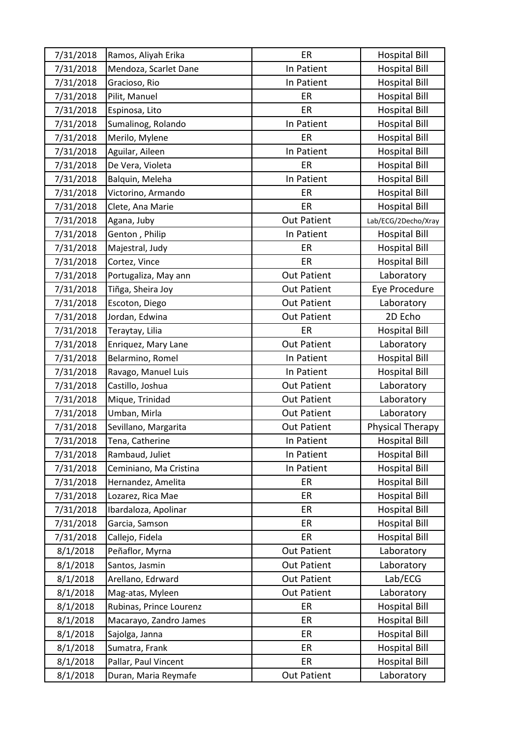| 7/31/2018 | Ramos, Aliyah Erika | ER | Hospital Bill |
|---|---|---|---|
| 7/31/2018 | Mendoza, Scarlet Dane | In Patient | Hospital Bill |
| 7/31/2018 | Gracioso, Rio | In Patient | Hospital Bill |
| 7/31/2018 | Pilit, Manuel | ER | Hospital Bill |
| 7/31/2018 | Espinosa, Lito | ER | Hospital Bill |
| 7/31/2018 | Sumalinog, Rolando | In Patient | Hospital Bill |
| 7/31/2018 | Merilo, Mylene | ER | Hospital Bill |
| 7/31/2018 | Aguilar, Aileen | In Patient | Hospital Bill |
| 7/31/2018 | De Vera, Violeta | ER | Hospital Bill |
| 7/31/2018 | Balquin, Meleha | In Patient | Hospital Bill |
| 7/31/2018 | Victorino, Armando | ER | Hospital Bill |
| 7/31/2018 | Clete, Ana Marie | ER | Hospital Bill |
| 7/31/2018 | Agana, Juby | Out Patient | Lab/ECG/2Decho/Xray |
| 7/31/2018 | Genton , Philip | In Patient | Hospital Bill |
| 7/31/2018 | Majestral, Judy | ER | Hospital Bill |
| 7/31/2018 | Cortez, Vince | ER | Hospital Bill |
| 7/31/2018 | Portugaliza, May ann | Out Patient | Laboratory |
| 7/31/2018 | Tiñga, Sheira Joy | Out Patient | Eye Procedure |
| 7/31/2018 | Escoton, Diego | Out Patient | Laboratory |
| 7/31/2018 | Jordan, Edwina | Out Patient | 2D Echo |
| 7/31/2018 | Teraytay, Lilia | ER | Hospital Bill |
| 7/31/2018 | Enriquez, Mary Lane | Out Patient | Laboratory |
| 7/31/2018 | Belarmino, Romel | In Patient | Hospital Bill |
| 7/31/2018 | Ravago, Manuel Luis | In Patient | Hospital Bill |
| 7/31/2018 | Castillo, Joshua | Out Patient | Laboratory |
| 7/31/2018 | Mique, Trinidad | Out Patient | Laboratory |
| 7/31/2018 | Umban, Mirla | Out Patient | Laboratory |
| 7/31/2018 | Sevillano, Margarita | Out Patient | Physical Therapy |
| 7/31/2018 | Tena, Catherine | In Patient | Hospital Bill |
| 7/31/2018 | Rambaud, Juliet | In Patient | Hospital Bill |
| 7/31/2018 | Ceminiano, Ma Cristina | In Patient | Hospital Bill |
| 7/31/2018 | Hernandez, Amelita | ER | Hospital Bill |
| 7/31/2018 | Lozarez, Rica Mae | ER | Hospital Bill |
| 7/31/2018 | Ibardaloza, Apolinar | ER | Hospital Bill |
| 7/31/2018 | Garcia, Samson | ER | Hospital Bill |
| 7/31/2018 | Callejo, Fidela | ER | Hospital Bill |
| 8/1/2018 | Peñaflor, Myrna | Out Patient | Laboratory |
| 8/1/2018 | Santos, Jasmin | Out Patient | Laboratory |
| 8/1/2018 | Arellano, Edrward | Out Patient | Lab/ECG |
| 8/1/2018 | Mag-atas, Myleen | Out Patient | Laboratory |
| 8/1/2018 | Rubinas, Prince Lourenz | ER | Hospital Bill |
| 8/1/2018 | Macarayo, Zandro James | ER | Hospital Bill |
| 8/1/2018 | Sajolga, Janna | ER | Hospital Bill |
| 8/1/2018 | Sumatra, Frank | ER | Hospital Bill |
| 8/1/2018 | Pallar, Paul Vincent | ER | Hospital Bill |
| 8/1/2018 | Duran, Maria Reymafe | Out Patient | Laboratory |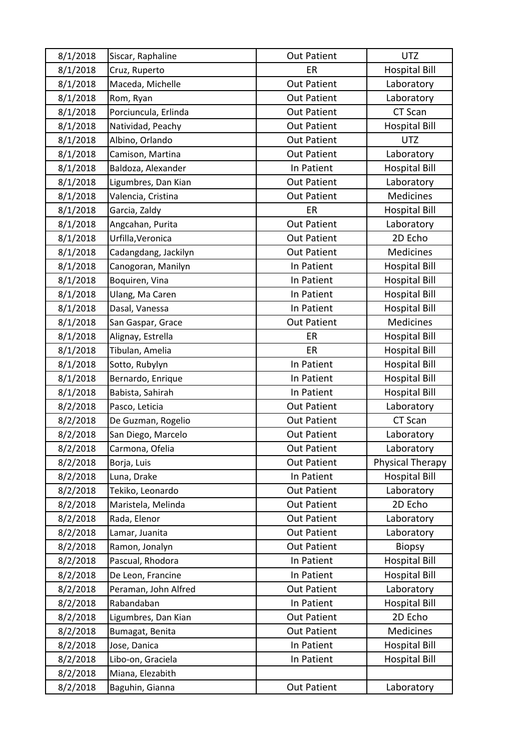| | | | |
|---|---|---|---|
| 8/1/2018 | Siscar, Raphaline | Out Patient | UTZ |
| 8/1/2018 | Cruz, Ruperto | ER | Hospital Bill |
| 8/1/2018 | Maceda, Michelle | Out Patient | Laboratory |
| 8/1/2018 | Rom, Ryan | Out Patient | Laboratory |
| 8/1/2018 | Porciuncula, Erlinda | Out Patient | CT Scan |
| 8/1/2018 | Natividad, Peachy | Out Patient | Hospital Bill |
| 8/1/2018 | Albino, Orlando | Out Patient | UTZ |
| 8/1/2018 | Camison, Martina | Out Patient | Laboratory |
| 8/1/2018 | Baldoza, Alexander | In Patient | Hospital Bill |
| 8/1/2018 | Ligumbres, Dan Kian | Out Patient | Laboratory |
| 8/1/2018 | Valencia, Cristina | Out Patient | Medicines |
| 8/1/2018 | Garcia, Zaldy | ER | Hospital Bill |
| 8/1/2018 | Angcahan, Purita | Out Patient | Laboratory |
| 8/1/2018 | Urfilla,Veronica | Out Patient | 2D Echo |
| 8/1/2018 | Cadangdang, Jackilyn | Out Patient | Medicines |
| 8/1/2018 | Canogoran, Manilyn | In Patient | Hospital Bill |
| 8/1/2018 | Boquiren, Vina | In Patient | Hospital Bill |
| 8/1/2018 | Ulang, Ma Caren | In Patient | Hospital Bill |
| 8/1/2018 | Dasal, Vanessa | In Patient | Hospital Bill |
| 8/1/2018 | San Gaspar, Grace | Out Patient | Medicines |
| 8/1/2018 | Alignay, Estrella | ER | Hospital Bill |
| 8/1/2018 | Tibulan, Amelia | ER | Hospital Bill |
| 8/1/2018 | Sotto, Rubylyn | In Patient | Hospital Bill |
| 8/1/2018 | Bernardo, Enrique | In Patient | Hospital Bill |
| 8/1/2018 | Babista, Sahirah | In Patient | Hospital Bill |
| 8/2/2018 | Pasco, Leticia | Out Patient | Laboratory |
| 8/2/2018 | De Guzman, Rogelio | Out Patient | CT Scan |
| 8/2/2018 | San Diego, Marcelo | Out Patient | Laboratory |
| 8/2/2018 | Carmona, Ofelia | Out Patient | Laboratory |
| 8/2/2018 | Borja, Luis | Out Patient | Physical Therapy |
| 8/2/2018 | Luna, Drake | In Patient | Hospital Bill |
| 8/2/2018 | Tekiko, Leonardo | Out Patient | Laboratory |
| 8/2/2018 | Maristela, Melinda | Out Patient | 2D Echo |
| 8/2/2018 | Rada, Elenor | Out Patient | Laboratory |
| 8/2/2018 | Lamar, Juanita | Out Patient | Laboratory |
| 8/2/2018 | Ramon, Jonalyn | Out Patient | Biopsy |
| 8/2/2018 | Pascual, Rhodora | In Patient | Hospital Bill |
| 8/2/2018 | De Leon, Francine | In Patient | Hospital Bill |
| 8/2/2018 | Peraman, John Alfred | Out Patient | Laboratory |
| 8/2/2018 | Rabandaban | In Patient | Hospital Bill |
| 8/2/2018 | Ligumbres, Dan Kian | Out Patient | 2D Echo |
| 8/2/2018 | Bumagat, Benita | Out Patient | Medicines |
| 8/2/2018 | Jose, Danica | In Patient | Hospital Bill |
| 8/2/2018 | Libo-on, Graciela | In Patient | Hospital Bill |
| 8/2/2018 | Miana, Elezabith | | |
| 8/2/2018 | Baguhin, Gianna | Out Patient | Laboratory |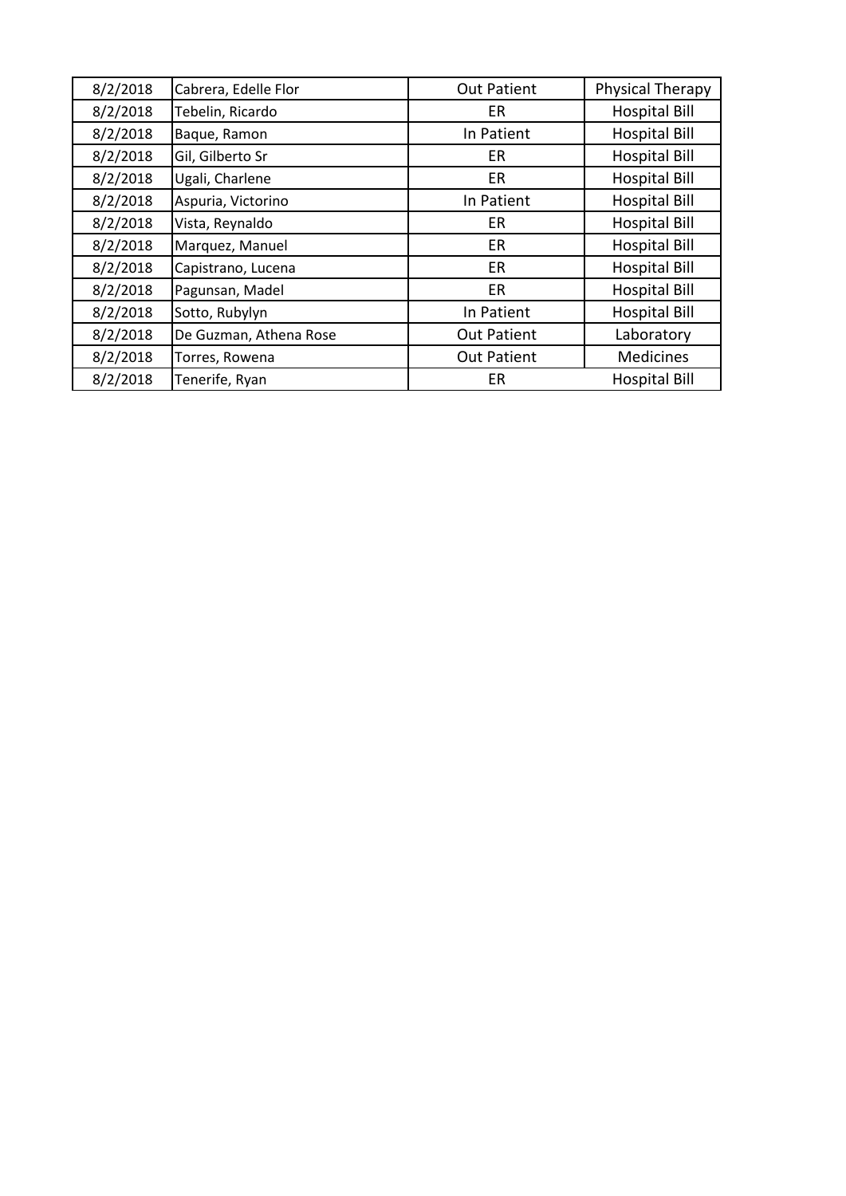| | | | |
|---|---|---|---|
| 8/2/2018 | Cabrera, Edelle Flor | Out Patient | Physical Therapy |
| 8/2/2018 | Tebelin, Ricardo | ER | Hospital Bill |
| 8/2/2018 | Baque, Ramon | In Patient | Hospital Bill |
| 8/2/2018 | Gil, Gilberto Sr | ER | Hospital Bill |
| 8/2/2018 | Ugali, Charlene | ER | Hospital Bill |
| 8/2/2018 | Aspuria, Victorino | In Patient | Hospital Bill |
| 8/2/2018 | Vista, Reynaldo | ER | Hospital Bill |
| 8/2/2018 | Marquez, Manuel | ER | Hospital Bill |
| 8/2/2018 | Capistrano, Lucena | ER | Hospital Bill |
| 8/2/2018 | Pagunsan, Madel | ER | Hospital Bill |
| 8/2/2018 | Sotto, Rubylyn | In Patient | Hospital Bill |
| 8/2/2018 | De Guzman, Athena Rose | Out Patient | Laboratory |
| 8/2/2018 | Torres, Rowena | Out Patient | Medicines |
| 8/2/2018 | Tenerife, Ryan | ER | Hospital Bill |